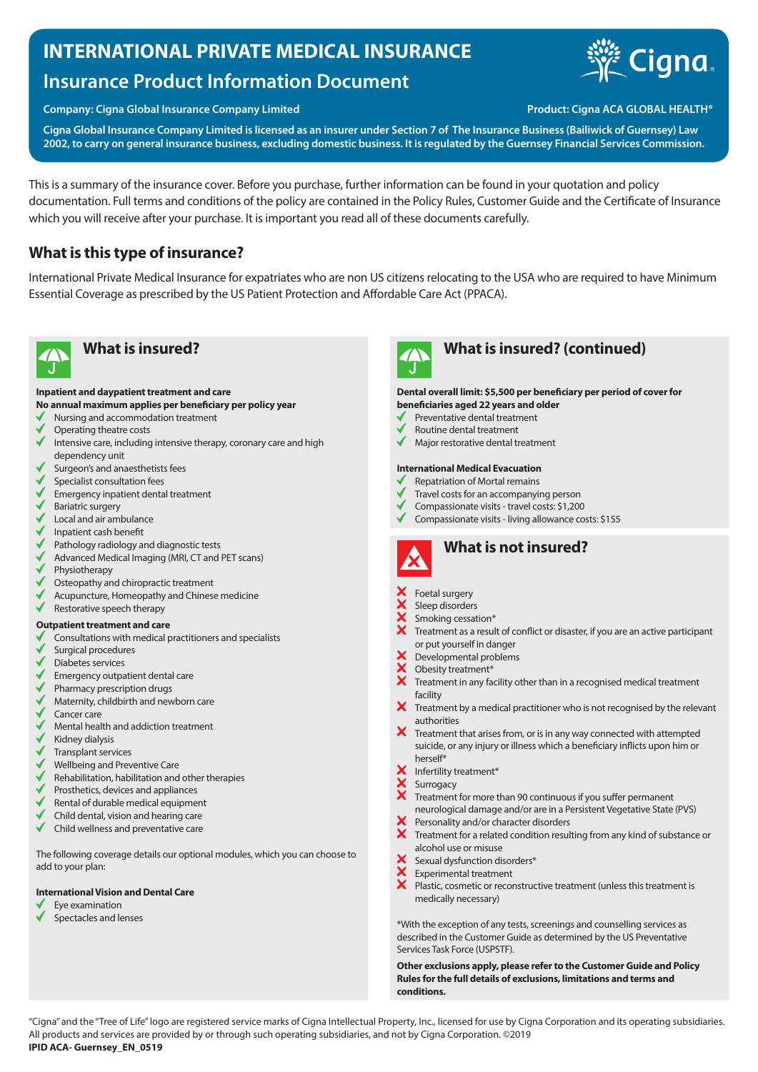# INTERNATIONAL PRIVATE MEDICAL INSURANCE

## Insurance Product Information Document

**Company: Cigna Global Insurance Company Limited** **Product: Cigna ACA GLOBAL HEALTH®**

**Cigna Global Insurance Company Limited is licensed as an insurer under Section 7 of The Insurance Business (Bailiwick of Guernsey) Law 2002, to carry on general insurance business, excluding domestic business. It is regulated by the Guernsey Financial Services Commission.**

This is a summary of the insurance cover. Before you purchase, further information can be found in your quotation and policy documentation. Full terms and conditions of the policy are contained in the Policy Rules, Customer Guide and the Certificate of Insurance which you will receive after your purchase. It is important you read all of these documents carefully.

## What is this type of insurance?

International Private Medical Insurance for expatriates who are non US citizens relocating to the USA who are required to have Minimum Essential Coverage as prescribed by the US Patient Protection and Affordable Care Act (PPACA).

## What is insured?

**Inpatient and daypatient treatment and care**
**No annual maximum applies per beneficiary per policy year**

- ✓ Nursing and accommodation treatment
- ✓ Operating theatre costs
- ✓ Intensive care, including intensive therapy, coronary care and high dependency unit
- ✓ Surgeon's and anaesthetists fees
- ✓ Specialist consultation fees
- ✓ Emergency inpatient dental treatment
- ✓ Bariatric surgery
- ✓ Local and air ambulance
- ✓ Inpatient cash benefit
- ✓ Pathology radiology and diagnostic tests
- ✓ Advanced Medical Imaging (MRI, CT and PET scans)
- ✓ Physiotherapy
- ✓ Osteopathy and chiropractic treatment
- ✓ Acupuncture, Homeopathy and Chinese medicine
- ✓ Restorative speech therapy

**Outpatient treatment and care**

- ✓ Consultations with medical practitioners and specialists
- ✓ Surgical procedures
- ✓ Diabetes services
- ✓ Emergency outpatient dental care
- ✓ Pharmacy prescription drugs
- ✓ Maternity, childbirth and newborn care
- ✓ Cancer care
- ✓ Mental health and addiction treatment
- ✓ Kidney dialysis
- ✓ Transplant services
- ✓ Wellbeing and Preventive Care
- ✓ Rehabilitation, habilitation and other therapies
- ✓ Prosthetics, devices and appliances
- ✓ Rental of durable medical equipment
- ✓ Child dental, vision and hearing care
- ✓ Child wellness and preventative care

The following coverage details our optional modules, which you can choose to add to your plan:

**International Vision and Dental Care**

- ✓ Eye examination
- ✓ Spectacles and lenses

## What is insured? (continued)

**Dental overall limit: $5,500 per beneficiary per period of cover for beneficiaries aged 22 years and older**

- ✓ Preventative dental treatment
- ✓ Routine dental treatment
- ✓ Major restorative dental treatment

**International Medical Evacuation**

- ✓ Repatriation of Mortal remains
- ✓ Travel costs for an accompanying person
- ✓ Compassionate visits - travel costs: $1,200
- ✓ Compassionate visits - living allowance costs: $155

## What is not insured?

- ✗ Foetal surgery
- ✗ Sleep disorders
- ✗ Smoking cessation*
- ✗ Treatment as a result of conflict or disaster, if you are an active participant or put yourself in danger
- ✗ Developmental problems
- ✗ Obesity treatment*
- ✗ Treatment in any facility other than in a recognised medical treatment facility
- ✗ Treatment by a medical practitioner who is not recognised by the relevant authorities
- ✗ Treatment that arises from, or is in any way connected with attempted suicide, or any injury or illness which a beneficiary inflicts upon him or herself*
- ✗ Infertility treatment*
- ✗ Surrogacy
- ✗ Treatment for more than 90 continuous if you suffer permanent neurological damage and/or are in a Persistent Vegetative State (PVS)
- ✗ Personality and/or character disorders
- ✗ Treatment for a related condition resulting from any kind of substance or alcohol use or misuse
- ✗ Sexual dysfunction disorders*
- ✗ Experimental treatment
- ✗ Plastic, cosmetic or reconstructive treatment (unless this treatment is medically necessary)

*With the exception of any tests, screenings and counselling services as described in the Customer Guide as determined by the US Preventative Services Task Force (USPSTF).

**Other exclusions apply, please refer to the Customer Guide and Policy Rules for the full details of exclusions, limitations and terms and conditions.**

"Cigna" and the "Tree of Life" logo are registered service marks of Cigna Intellectual Property, Inc., licensed for use by Cigna Corporation and its operating subsidiaries. All products and services are provided by or through such operating subsidiaries, and not by Cigna Corporation. ©2019

**IPID ACA- Guernsey_EN_0519**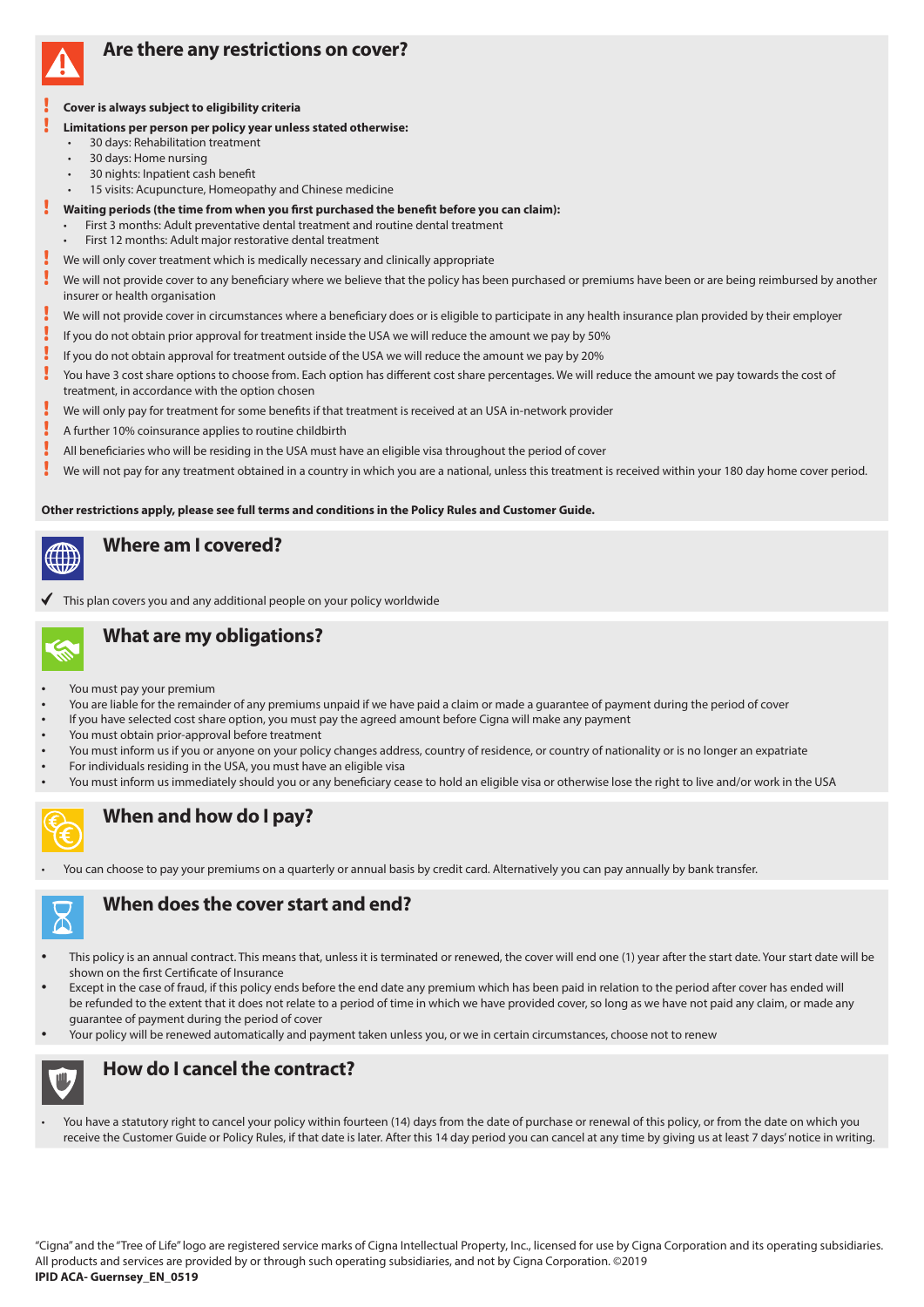## Are there any restrictions on cover?

- **Cover is always subject to eligibility criteria**
- **Limitations per person per policy year unless stated otherwise:**
  - 30 days: Rehabilitation treatment
  - 30 days: Home nursing
  - 30 nights: Inpatient cash benefit
  - 15 visits: Acupuncture, Homeopathy and Chinese medicine
- **Waiting periods (the time from when you first purchased the benefit before you can claim):**
  - First 3 months: Adult preventative dental treatment and routine dental treatment
  - First 12 months: Adult major restorative dental treatment
- We will only cover treatment which is medically necessary and clinically appropriate
- We will not provide cover to any beneficiary where we believe that the policy has been purchased or premiums have been or are being reimbursed by another insurer or health organisation
- We will not provide cover in circumstances where a beneficiary does or is eligible to participate in any health insurance plan provided by their employer
- If you do not obtain prior approval for treatment inside the USA we will reduce the amount we pay by 50%
- If you do not obtain approval for treatment outside of the USA we will reduce the amount we pay by 20%
- You have 3 cost share options to choose from. Each option has different cost share percentages. We will reduce the amount we pay towards the cost of treatment, in accordance with the option chosen
- We will only pay for treatment for some benefits if that treatment is received at an USA in-network provider
- A further 10% coinsurance applies to routine childbirth
- All beneficiaries who will be residing in the USA must have an eligible visa throughout the period of cover
- We will not pay for any treatment obtained in a country in which you are a national, unless this treatment is received within your 180 day home cover period.

**Other restrictions apply, please see full terms and conditions in the Policy Rules and Customer Guide.**

## Where am I covered?

✓ This plan covers you and any additional people on your policy worldwide

## What are my obligations?

- You must pay your premium
- You are liable for the remainder of any premiums unpaid if we have paid a claim or made a guarantee of payment during the period of cover
- If you have selected cost share option, you must pay the agreed amount before Cigna will make any payment
- You must obtain prior-approval before treatment
- You must inform us if you or anyone on your policy changes address, country of residence, or country of nationality or is no longer an expatriate
- For individuals residing in the USA, you must have an eligible visa
- You must inform us immediately should you or any beneficiary cease to hold an eligible visa or otherwise lose the right to live and/or work in the USA

## When and how do I pay?

- You can choose to pay your premiums on a quarterly or annual basis by credit card. Alternatively you can pay annually by bank transfer.

## When does the cover start and end?

- This policy is an annual contract. This means that, unless it is terminated or renewed, the cover will end one (1) year after the start date. Your start date will be shown on the first Certificate of Insurance
- Except in the case of fraud, if this policy ends before the end date any premium which has been paid in relation to the period after cover has ended will be refunded to the extent that it does not relate to a period of time in which we have provided cover, so long as we have not paid any claim, or made any guarantee of payment during the period of cover
- Your policy will be renewed automatically and payment taken unless you, or we in certain circumstances, choose not to renew

## How do I cancel the contract?

- You have a statutory right to cancel your policy within fourteen (14) days from the date of purchase or renewal of this policy, or from the date on which you receive the Customer Guide or Policy Rules, if that date is later. After this 14 day period you can cancel at any time by giving us at least 7 days' notice in writing.

"Cigna" and the "Tree of Life" logo are registered service marks of Cigna Intellectual Property, Inc., licensed for use by Cigna Corporation and its operating subsidiaries. All products and services are provided by or through such operating subsidiaries, and not by Cigna Corporation. ©2019

**IPID ACA- Guernsey_EN_0519**